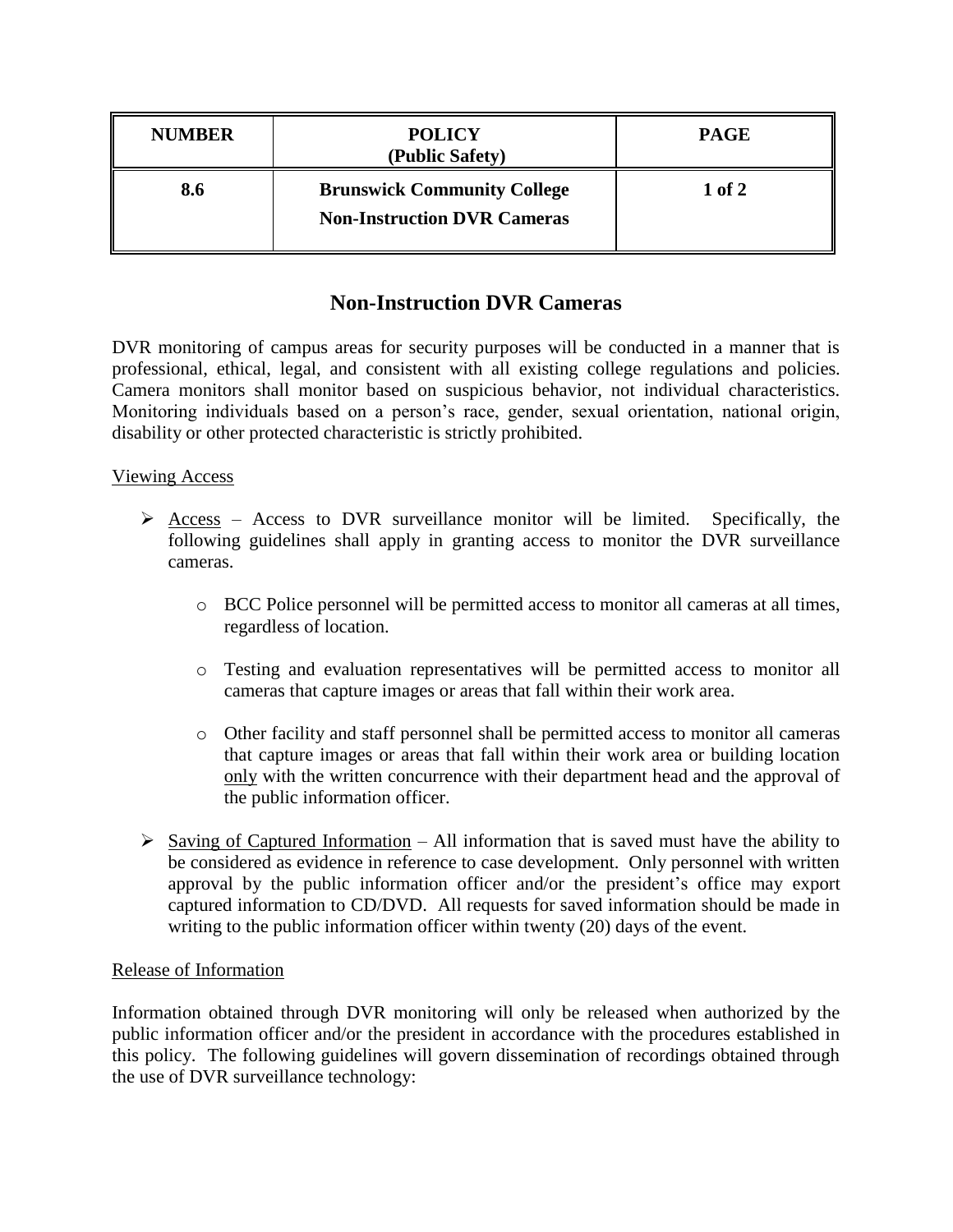| NUMBER | POLICY (Public Safety) | PAGE |
|---|---|---|
| 8.6 | **Brunswick Community College Non-Instruction DVR Cameras** | 1 of 2 |

# Non-Instruction DVR Cameras

DVR monitoring of campus areas for security purposes will be conducted in a manner that is professional, ethical, legal, and consistent with all existing college regulations and policies. Camera monitors shall monitor based on suspicious behavior, not individual characteristics. Monitoring individuals based on a person's race, gender, sexual orientation, national origin, disability or other protected characteristic is strictly prohibited.

<u>Viewing Access</u>

- <u>Access</u> – Access to DVR surveillance monitor will be limited. Specifically, the following guidelines shall apply in granting access to monitor the DVR surveillance cameras.
  - BCC Police personnel will be permitted access to monitor all cameras at all times, regardless of location.
  - Testing and evaluation representatives will be permitted access to monitor all cameras that capture images or areas that fall within their work area.
  - Other facility and staff personnel shall be permitted access to monitor all cameras that capture images or areas that fall within their work area or building location <u>only</u> with the written concurrence with their department head and the approval of the public information officer.
- <u>Saving of Captured Information</u> – All information that is saved must have the ability to be considered as evidence in reference to case development. Only personnel with written approval by the public information officer and/or the president's office may export captured information to CD/DVD. All requests for saved information should be made in writing to the public information officer within twenty (20) days of the event.

<u>Release of Information</u>

Information obtained through DVR monitoring will only be released when authorized by the public information officer and/or the president in accordance with the procedures established in this policy. The following guidelines will govern dissemination of recordings obtained through the use of DVR surveillance technology: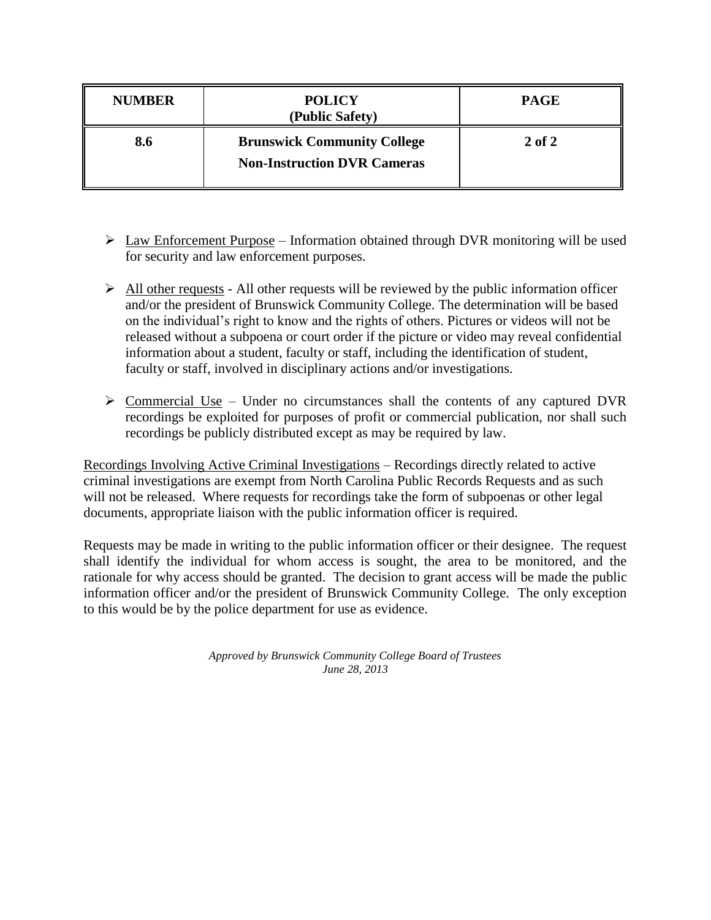- Law Enforcement Purpose – Information obtained through DVR monitoring will be used for security and law enforcement purposes.

- All other requests - All other requests will be reviewed by the public information officer and/or the president of Brunswick Community College. The determination will be based on the individual's right to know and the rights of others. Pictures or videos will not be released without a subpoena or court order if the picture or video may reveal confidential information about a student, faculty or staff, including the identification of student, faculty or staff, involved in disciplinary actions and/or investigations.

- Commercial Use – Under no circumstances shall the contents of any captured DVR recordings be exploited for purposes of profit or commercial publication, nor shall such recordings be publicly distributed except as may be required by law.

Recordings Involving Active Criminal Investigations – Recordings directly related to active criminal investigations are exempt from North Carolina Public Records Requests and as such will not be released. Where requests for recordings take the form of subpoenas or other legal documents, appropriate liaison with the public information officer is required.

Requests may be made in writing to the public information officer or their designee. The request shall identify the individual for whom access is sought, the area to be monitored, and the rationale for why access should be granted. The decision to grant access will be made the public information officer and/or the president of Brunswick Community College. The only exception to this would be by the police department for use as evidence.

*Approved by Brunswick Community College Board of Trustees*
*June 28, 2013*